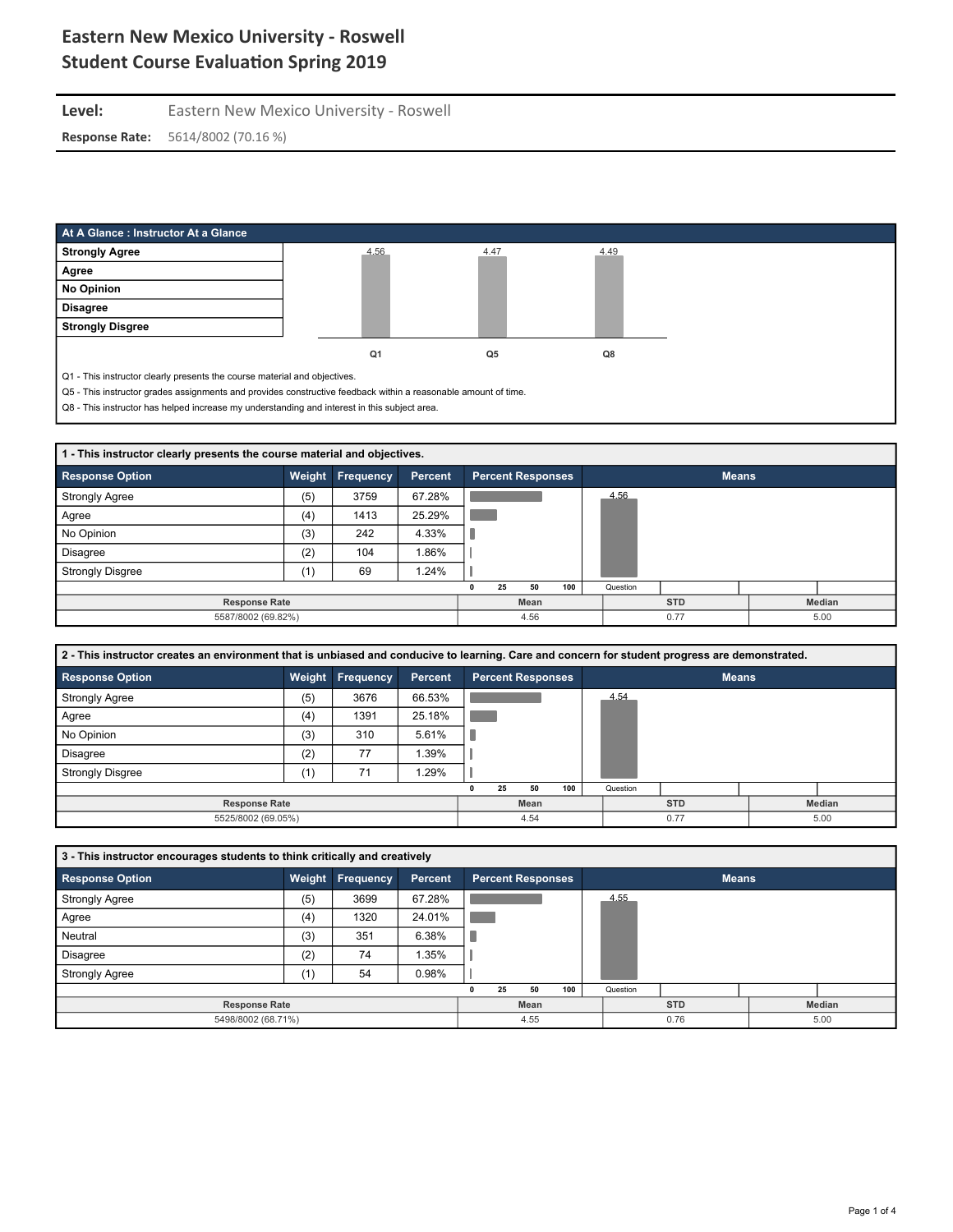# Eastern New Mexico University - Roswell
## Student Course Evaluation Spring 2019

**Level:** Eastern New Mexico University - Roswell

**Response Rate:** 5614/8002 (70.16 %)

### At A Glance : Instructor At a Glance

| | Q1 | Q5 | Q8 |
|---|---|---|---|
| Mean | 4.56 | 4.47 | 4.49 |

Scale: Strongly Agree, Agree, No Opinion, Disagree, Strongly Disgree

Q1 - This instructor clearly presents the course material and objectives.

Q5 - This instructor grades assignments and provides constructive feedback within a reasonable amount of time.

Q8 - This instructor has helped increase my understanding and interest in this subject area.

### 1 - This instructor clearly presents the course material and objectives.

| Response Option | Weight | Frequency | Percent |
|---|---|---|---|
| Strongly Agree | (5) | 3759 | 67.28% |
| Agree | (4) | 1413 | 25.29% |
| No Opinion | (3) | 242 | 4.33% |
| Disagree | (2) | 104 | 1.86% |
| Strongly Disgree | (1) | 69 | 1.24% |

| Response Rate | Mean | STD | Median |
|---|---|---|---|
| 5587/8002 (69.82%) | 4.56 | 0.77 | 5.00 |

### 2 - This instructor creates an environment that is unbiased and conducive to learning. Care and concern for student progress are demonstrated.

| Response Option | Weight | Frequency | Percent |
|---|---|---|---|
| Strongly Agree | (5) | 3676 | 66.53% |
| Agree | (4) | 1391 | 25.18% |
| No Opinion | (3) | 310 | 5.61% |
| Disagree | (2) | 77 | 1.39% |
| Strongly Disgree | (1) | 71 | 1.29% |

| Response Rate | Mean | STD | Median |
|---|---|---|---|
| 5525/8002 (69.05%) | 4.54 | 0.77 | 5.00 |

### 3 - This instructor encourages students to think critically and creatively

| Response Option | Weight | Frequency | Percent |
|---|---|---|---|
| Strongly Agree | (5) | 3699 | 67.28% |
| Agree | (4) | 1320 | 24.01% |
| Neutral | (3) | 351 | 6.38% |
| Disagree | (2) | 74 | 1.35% |
| Strongly Agree | (1) | 54 | 0.98% |

| Response Rate | Mean | STD | Median |
|---|---|---|---|
| 5498/8002 (68.71%) | 4.55 | 0.76 | 5.00 |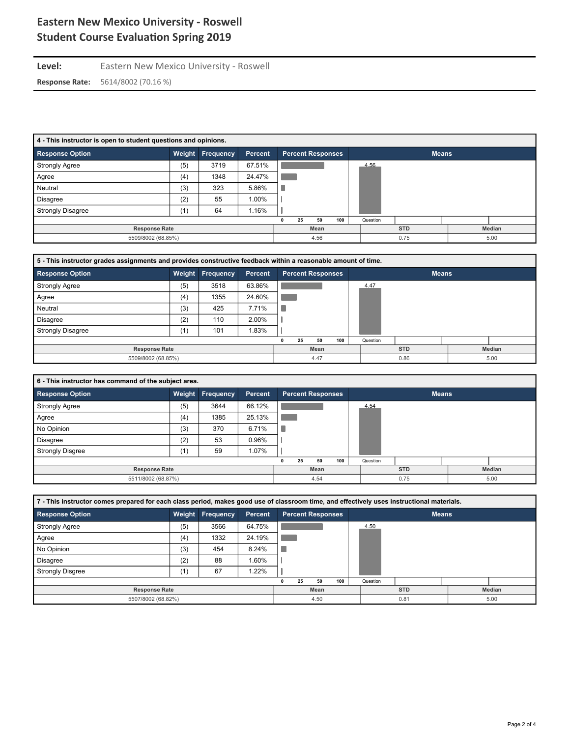# Eastern New Mexico University - Roswell
# Student Course Evaluation Spring 2019

**Level:** Eastern New Mexico University - Roswell

**Response Rate:** 5614/8002 (70.16 %)

### 4 - This instructor is open to student questions and opinions.

| Response Option | Weight | Frequency | Percent |
|---|---|---|---|
| Strongly Agree | (5) | 3719 | 67.51% |
| Agree | (4) | 1348 | 24.47% |
| Neutral | (3) | 323 | 5.86% |
| Disagree | (2) | 55 | 1.00% |
| Strongly Disagree | (1) | 64 | 1.16% |

| Response Rate | Mean | STD | Median |
|---|---|---|---|
| 5509/8002 (68.85%) | 4.56 | 0.75 | 5.00 |

### 5 - This instructor grades assignments and provides constructive feedback within a reasonable amount of time.

| Response Option | Weight | Frequency | Percent |
|---|---|---|---|
| Strongly Agree | (5) | 3518 | 63.86% |
| Agree | (4) | 1355 | 24.60% |
| Neutral | (3) | 425 | 7.71% |
| Disagree | (2) | 110 | 2.00% |
| Strongly Disagree | (1) | 101 | 1.83% |

| Response Rate | Mean | STD | Median |
|---|---|---|---|
| 5509/8002 (68.85%) | 4.47 | 0.86 | 5.00 |

### 6 - This instructor has command of the subject area.

| Response Option | Weight | Frequency | Percent |
|---|---|---|---|
| Strongly Agree | (5) | 3644 | 66.12% |
| Agree | (4) | 1385 | 25.13% |
| No Opinion | (3) | 370 | 6.71% |
| Disagree | (2) | 53 | 0.96% |
| Strongly Disgree | (1) | 59 | 1.07% |

| Response Rate | Mean | STD | Median |
|---|---|---|---|
| 5511/8002 (68.87%) | 4.54 | 0.75 | 5.00 |

### 7 - This instructor comes prepared for each class period, makes good use of classroom time, and effectively uses instructional materials.

| Response Option | Weight | Frequency | Percent |
|---|---|---|---|
| Strongly Agree | (5) | 3566 | 64.75% |
| Agree | (4) | 1332 | 24.19% |
| No Opinion | (3) | 454 | 8.24% |
| Disagree | (2) | 88 | 1.60% |
| Strongly Disgree | (1) | 67 | 1.22% |

| Response Rate | Mean | STD | Median |
|---|---|---|---|
| 5507/8002 (68.82%) | 4.50 | 0.81 | 5.00 |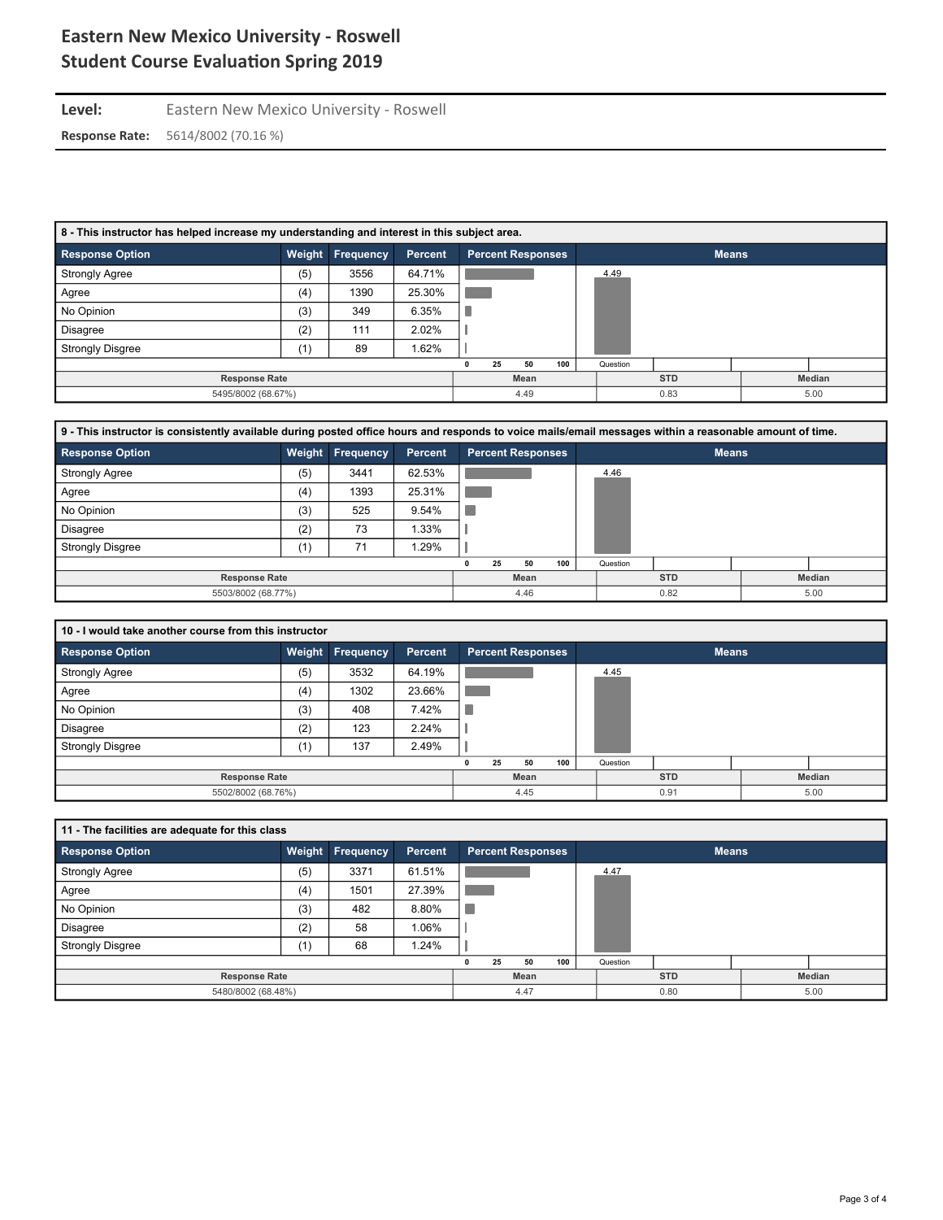# Eastern New Mexico University - Roswell
# Student Course Evaluation Spring 2019

**Level:** Eastern New Mexico University - Roswell

**Response Rate:** 5614/8002 (70.16 %)

### 8 - This instructor has helped increase my understanding and interest in this subject area.

| Response Option | Weight | Frequency | Percent |
|---|---|---|---|
| Strongly Agree | (5) | 3556 | 64.71% |
| Agree | (4) | 1390 | 25.30% |
| No Opinion | (3) | 349 | 6.35% |
| Disagree | (2) | 111 | 2.02% |
| Strongly Disgree | (1) | 89 | 1.62% |

Question mean: 4.49

| Response Rate | Mean | STD | Median |
|---|---|---|---|
| 5495/8002 (68.67%) | 4.49 | 0.83 | 5.00 |

### 9 - This instructor is consistently available during posted office hours and responds to voice mails/email messages within a reasonable amount of time.

| Response Option | Weight | Frequency | Percent |
|---|---|---|---|
| Strongly Agree | (5) | 3441 | 62.53% |
| Agree | (4) | 1393 | 25.31% |
| No Opinion | (3) | 525 | 9.54% |
| Disagree | (2) | 73 | 1.33% |
| Strongly Disgree | (1) | 71 | 1.29% |

Question mean: 4.46

| Response Rate | Mean | STD | Median |
|---|---|---|---|
| 5503/8002 (68.77%) | 4.46 | 0.82 | 5.00 |

### 10 - I would take another course from this instructor

| Response Option | Weight | Frequency | Percent |
|---|---|---|---|
| Strongly Agree | (5) | 3532 | 64.19% |
| Agree | (4) | 1302 | 23.66% |
| No Opinion | (3) | 408 | 7.42% |
| Disagree | (2) | 123 | 2.24% |
| Strongly Disgree | (1) | 137 | 2.49% |

Question mean: 4.45

| Response Rate | Mean | STD | Median |
|---|---|---|---|
| 5502/8002 (68.76%) | 4.45 | 0.91 | 5.00 |

### 11 - The facilities are adequate for this class

| Response Option | Weight | Frequency | Percent |
|---|---|---|---|
| Strongly Agree | (5) | 3371 | 61.51% |
| Agree | (4) | 1501 | 27.39% |
| No Opinion | (3) | 482 | 8.80% |
| Disagree | (2) | 58 | 1.06% |
| Strongly Disgree | (1) | 68 | 1.24% |

Question mean: 4.47

| Response Rate | Mean | STD | Median |
|---|---|---|---|
| 5480/8002 (68.48%) | 4.47 | 0.80 | 5.00 |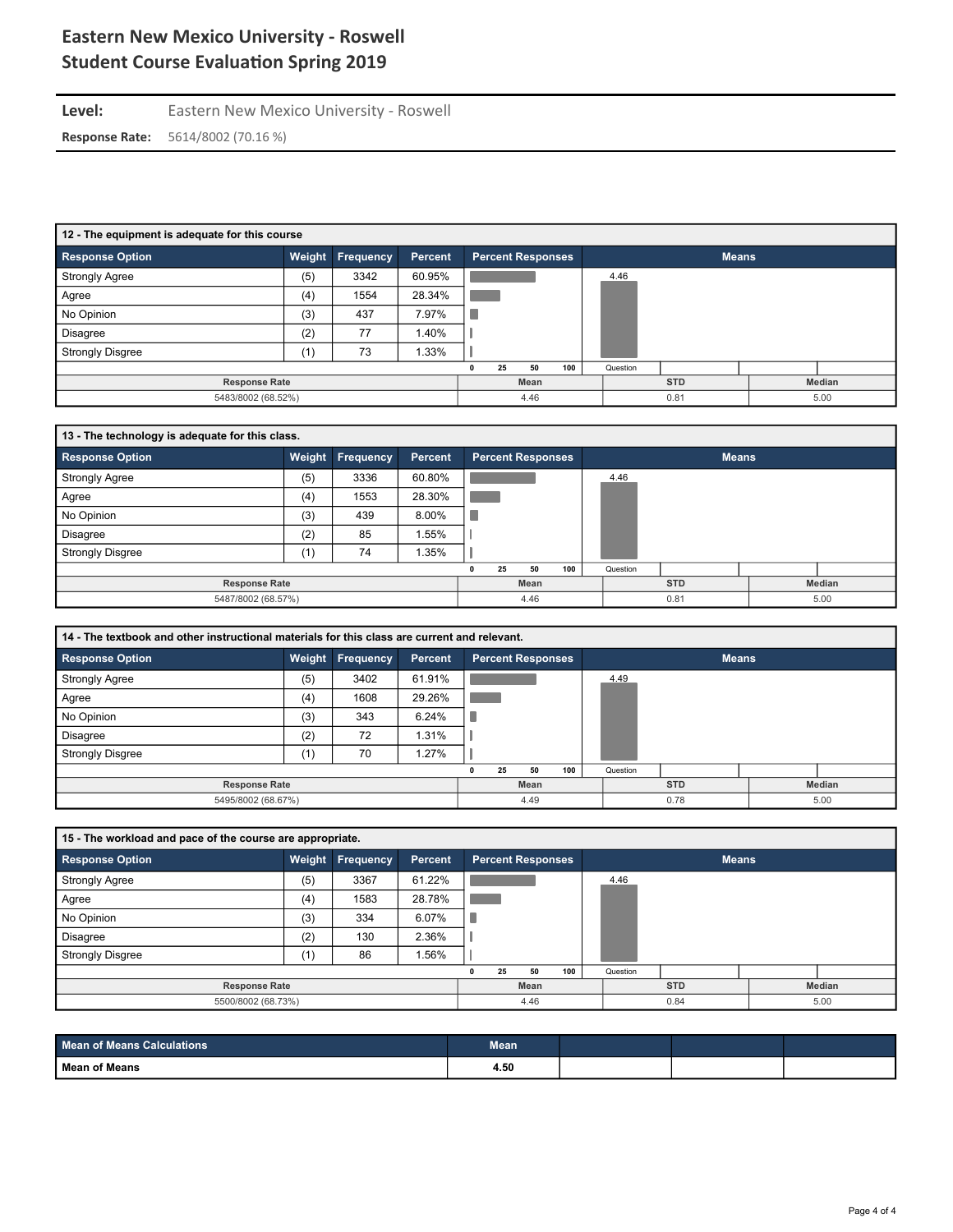# Eastern New Mexico University - Roswell
# Student Course Evaluation Spring 2019

**Level:** Eastern New Mexico University - Roswell

**Response Rate:** 5614/8002 (70.16 %)

**12 - The equipment is adequate for this course**

| Response Option | Weight | Frequency | Percent |
|---|---|---|---|
| Strongly Agree | (5) | 3342 | 60.95% |
| Agree | (4) | 1554 | 28.34% |
| No Opinion | (3) | 437 | 7.97% |
| Disagree | (2) | 77 | 1.40% |
| Strongly Disgree | (1) | 73 | 1.33% |

Percent Responses: 0 25 50 100

Means: 4.46

Question

| Response Rate | Mean | STD | Median |
|---|---|---|---|
| 5483/8002 (68.52%) | 4.46 | 0.81 | 5.00 |

**13 - The technology is adequate for this class.**

| Response Option | Weight | Frequency | Percent |
|---|---|---|---|
| Strongly Agree | (5) | 3336 | 60.80% |
| Agree | (4) | 1553 | 28.30% |
| No Opinion | (3) | 439 | 8.00% |
| Disagree | (2) | 85 | 1.55% |
| Strongly Disgree | (1) | 74 | 1.35% |

Percent Responses: 0 25 50 100

Means: 4.46

Question

| Response Rate | Mean | STD | Median |
|---|---|---|---|
| 5487/8002 (68.57%) | 4.46 | 0.81 | 5.00 |

**14 - The textbook and other instructional materials for this class are current and relevant.**

| Response Option | Weight | Frequency | Percent |
|---|---|---|---|
| Strongly Agree | (5) | 3402 | 61.91% |
| Agree | (4) | 1608 | 29.26% |
| No Opinion | (3) | 343 | 6.24% |
| Disagree | (2) | 72 | 1.31% |
| Strongly Disgree | (1) | 70 | 1.27% |

Percent Responses: 0 25 50 100

Means: 4.49

Question

| Response Rate | Mean | STD | Median |
|---|---|---|---|
| 5495/8002 (68.67%) | 4.49 | 0.78 | 5.00 |

**15 - The workload and pace of the course are appropriate.**

| Response Option | Weight | Frequency | Percent |
|---|---|---|---|
| Strongly Agree | (5) | 3367 | 61.22% |
| Agree | (4) | 1583 | 28.78% |
| No Opinion | (3) | 334 | 6.07% |
| Disagree | (2) | 130 | 2.36% |
| Strongly Disgree | (1) | 86 | 1.56% |

Percent Responses: 0 25 50 100

Means: 4.46

Question

| Response Rate | Mean | STD | Median |
|---|---|---|---|
| 5500/8002 (68.73%) | 4.46 | 0.84 | 5.00 |

| Mean of Means Calculations | Mean |
|---|---|
| **Mean of Means** | **4.50** |